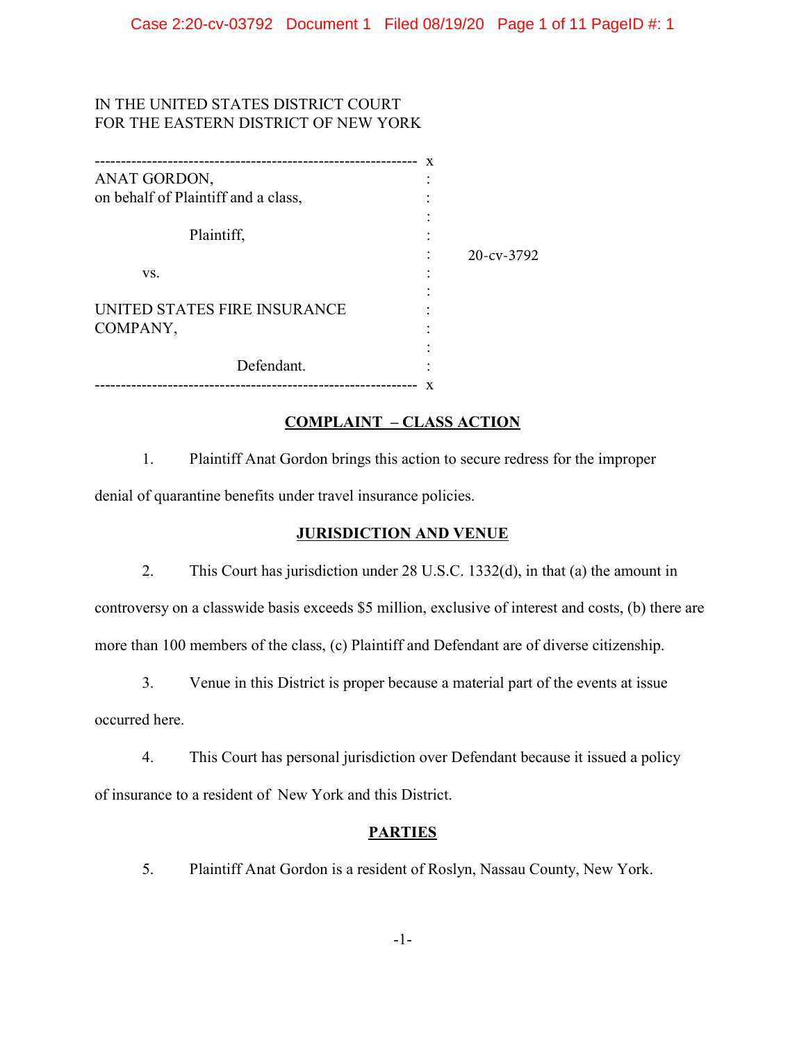IN THE UNITED STATES DISTRICT COURT
FOR THE EASTERN DISTRICT OF NEW YORK

| | | |
|---|---|---|
| ANAT GORDON, on behalf of Plaintiff and a class, | : | |
| Plaintiff, | : | 20-cv-3792 |
| vs. | : | |
| UNITED STATES FIRE INSURANCE COMPANY, | : | |
| Defendant. | : | |

## COMPLAINT – CLASS ACTION

1. Plaintiff Anat Gordon brings this action to secure redress for the improper denial of quarantine benefits under travel insurance policies.

## JURISDICTION AND VENUE

2. This Court has jurisdiction under 28 U.S.C. 1332(d), in that (a) the amount in controversy on a classwide basis exceeds $5 million, exclusive of interest and costs, (b) there are more than 100 members of the class, (c) Plaintiff and Defendant are of diverse citizenship.

3. Venue in this District is proper because a material part of the events at issue occurred here.

4. This Court has personal jurisdiction over Defendant because it issued a policy of insurance to a resident of New York and this District.

## PARTIES

5. Plaintiff Anat Gordon is a resident of Roslyn, Nassau County, New York.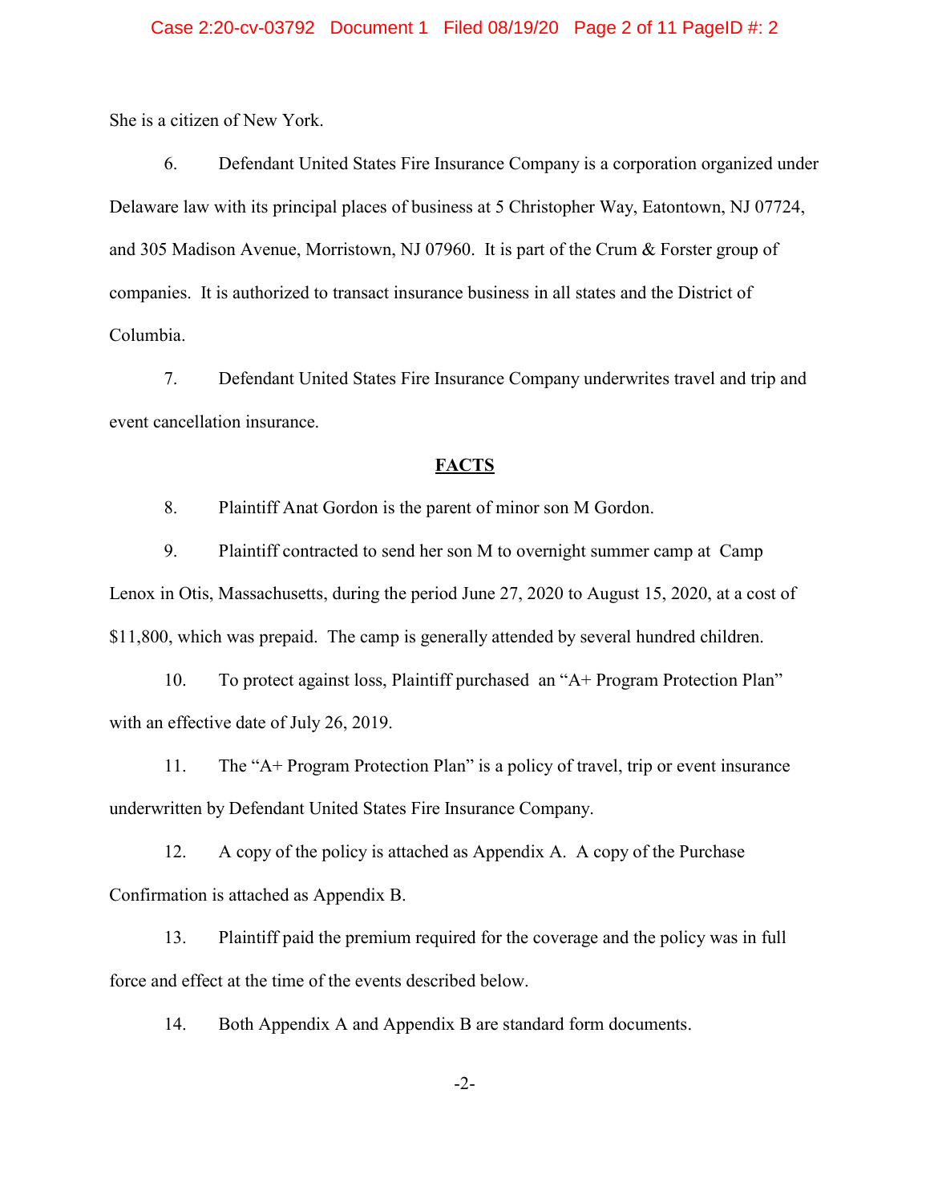She is a citizen of New York.

6. Defendant United States Fire Insurance Company is a corporation organized under Delaware law with its principal places of business at 5 Christopher Way, Eatontown, NJ 07724, and 305 Madison Avenue, Morristown, NJ 07960. It is part of the Crum & Forster group of companies. It is authorized to transact insurance business in all states and the District of Columbia.

7. Defendant United States Fire Insurance Company underwrites travel and trip and event cancellation insurance.

## FACTS

8. Plaintiff Anat Gordon is the parent of minor son M Gordon.

9. Plaintiff contracted to send her son M to overnight summer camp at Camp Lenox in Otis, Massachusetts, during the period June 27, 2020 to August 15, 2020, at a cost of $11,800, which was prepaid. The camp is generally attended by several hundred children.

10. To protect against loss, Plaintiff purchased an "A+ Program Protection Plan" with an effective date of July 26, 2019.

11. The "A+ Program Protection Plan" is a policy of travel, trip or event insurance underwritten by Defendant United States Fire Insurance Company.

12. A copy of the policy is attached as Appendix A. A copy of the Purchase Confirmation is attached as Appendix B.

13. Plaintiff paid the premium required for the coverage and the policy was in full force and effect at the time of the events described below.

14. Both Appendix A and Appendix B are standard form documents.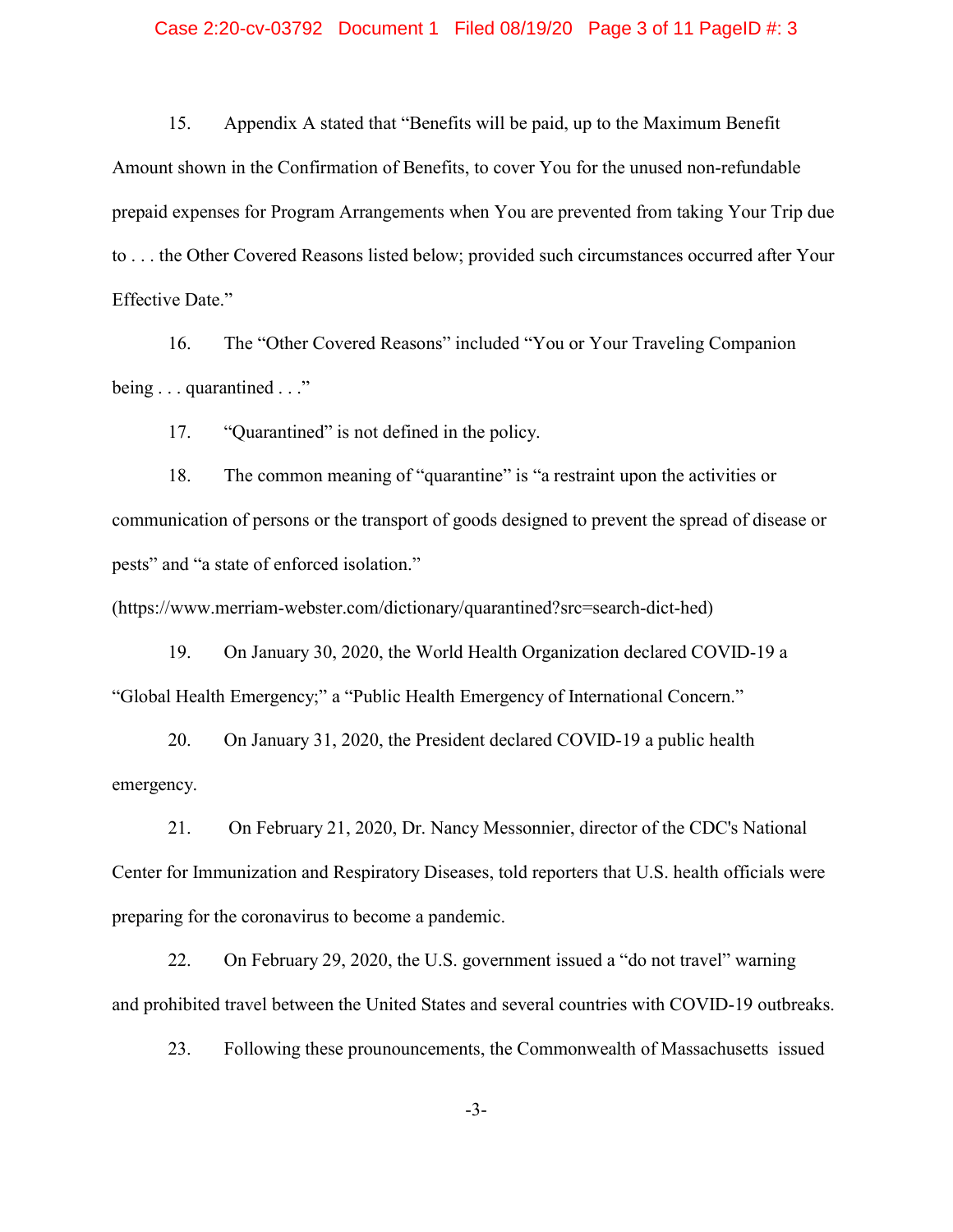15. Appendix A stated that "Benefits will be paid, up to the Maximum Benefit Amount shown in the Confirmation of Benefits, to cover You for the unused non-refundable prepaid expenses for Program Arrangements when You are prevented from taking Your Trip due to . . . the Other Covered Reasons listed below; provided such circumstances occurred after Your Effective Date."

16. The "Other Covered Reasons" included "You or Your Traveling Companion being . . . quarantined . . ."

17. "Quarantined" is not defined in the policy.

18. The common meaning of "quarantine" is "a restraint upon the activities or communication of persons or the transport of goods designed to prevent the spread of disease or pests" and "a state of enforced isolation." (https://www.merriam-webster.com/dictionary/quarantined?src=search-dict-hed)

19. On January 30, 2020, the World Health Organization declared COVID-19 a "Global Health Emergency;" a "Public Health Emergency of International Concern."

20. On January 31, 2020, the President declared COVID-19 a public health emergency.

21. On February 21, 2020, Dr. Nancy Messonnier, director of the CDC's National Center for Immunization and Respiratory Diseases, told reporters that U.S. health officials were preparing for the coronavirus to become a pandemic.

22. On February 29, 2020, the U.S. government issued a "do not travel" warning and prohibited travel between the United States and several countries with COVID-19 outbreaks.

23. Following these prounouncements, the Commonwealth of Massachusetts issued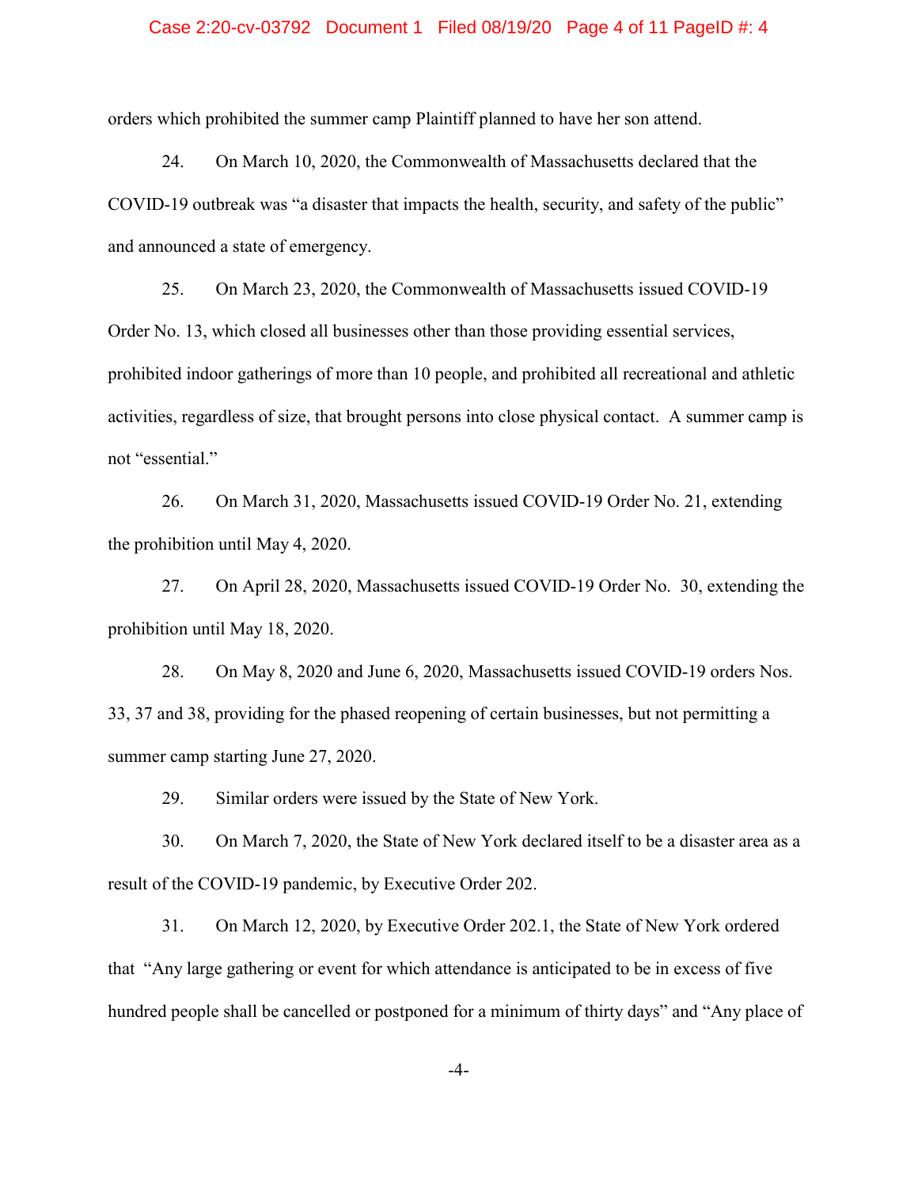orders which prohibited the summer camp Plaintiff planned to have her son attend.

24. On March 10, 2020, the Commonwealth of Massachusetts declared that the COVID-19 outbreak was "a disaster that impacts the health, security, and safety of the public" and announced a state of emergency.

25. On March 23, 2020, the Commonwealth of Massachusetts issued COVID-19 Order No. 13, which closed all businesses other than those providing essential services, prohibited indoor gatherings of more than 10 people, and prohibited all recreational and athletic activities, regardless of size, that brought persons into close physical contact. A summer camp is not "essential."

26. On March 31, 2020, Massachusetts issued COVID-19 Order No. 21, extending the prohibition until May 4, 2020.

27. On April 28, 2020, Massachusetts issued COVID-19 Order No. 30, extending the prohibition until May 18, 2020.

28. On May 8, 2020 and June 6, 2020, Massachusetts issued COVID-19 orders Nos. 33, 37 and 38, providing for the phased reopening of certain businesses, but not permitting a summer camp starting June 27, 2020.

29. Similar orders were issued by the State of New York.

30. On March 7, 2020, the State of New York declared itself to be a disaster area as a result of the COVID-19 pandemic, by Executive Order 202.

31. On March 12, 2020, by Executive Order 202.1, the State of New York ordered that "Any large gathering or event for which attendance is anticipated to be in excess of five hundred people shall be cancelled or postponed for a minimum of thirty days" and "Any place of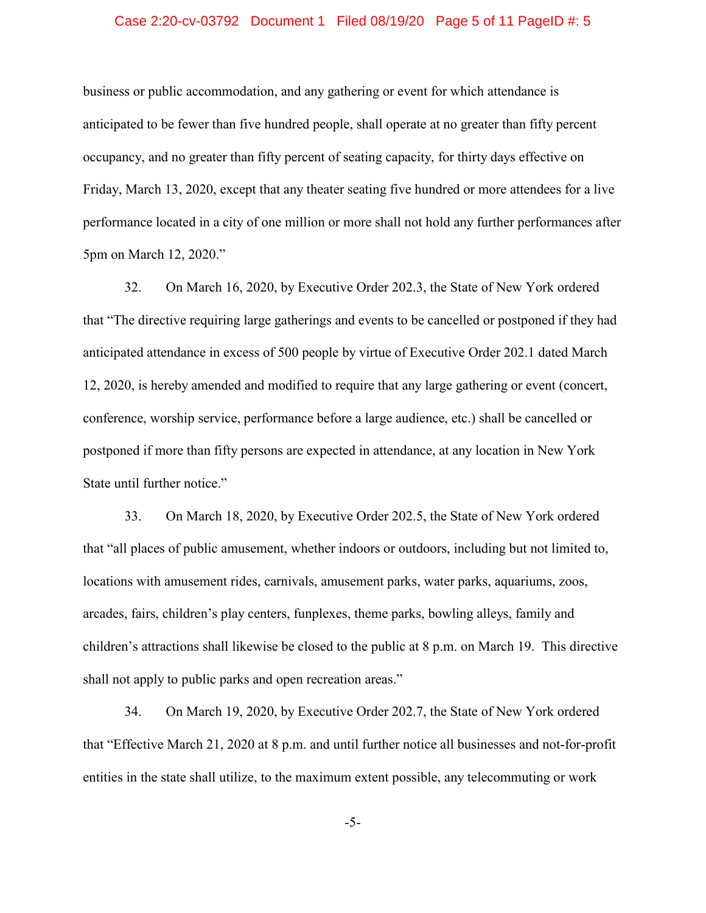business or public accommodation, and any gathering or event for which attendance is anticipated to be fewer than five hundred people, shall operate at no greater than fifty percent occupancy, and no greater than fifty percent of seating capacity, for thirty days effective on Friday, March 13, 2020, except that any theater seating five hundred or more attendees for a live performance located in a city of one million or more shall not hold any further performances after 5pm on March 12, 2020."

32. On March 16, 2020, by Executive Order 202.3, the State of New York ordered that "The directive requiring large gatherings and events to be cancelled or postponed if they had anticipated attendance in excess of 500 people by virtue of Executive Order 202.1 dated March 12, 2020, is hereby amended and modified to require that any large gathering or event (concert, conference, worship service, performance before a large audience, etc.) shall be cancelled or postponed if more than fifty persons are expected in attendance, at any location in New York State until further notice."

33. On March 18, 2020, by Executive Order 202.5, the State of New York ordered that "all places of public amusement, whether indoors or outdoors, including but not limited to, locations with amusement rides, carnivals, amusement parks, water parks, aquariums, zoos, arcades, fairs, children's play centers, funplexes, theme parks, bowling alleys, family and children's attractions shall likewise be closed to the public at 8 p.m. on March 19. This directive shall not apply to public parks and open recreation areas."

34. On March 19, 2020, by Executive Order 202.7, the State of New York ordered that "Effective March 21, 2020 at 8 p.m. and until further notice all businesses and not-for-profit entities in the state shall utilize, to the maximum extent possible, any telecommuting or work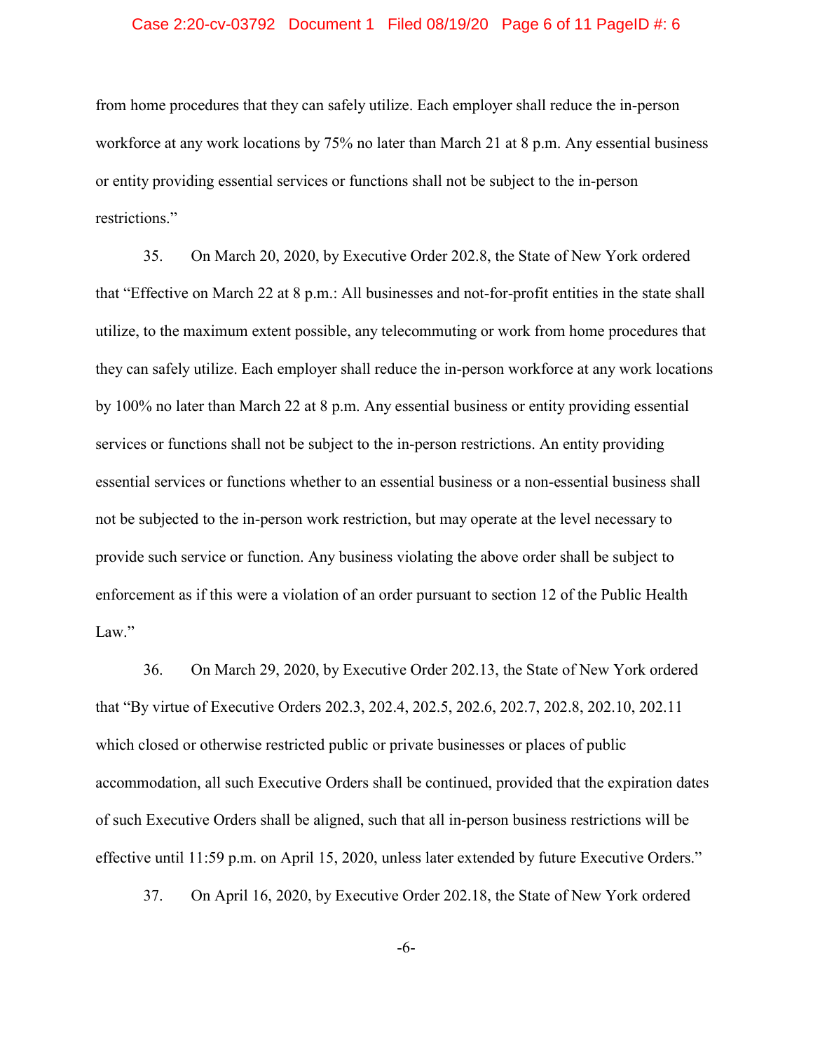from home procedures that they can safely utilize. Each employer shall reduce the in-person workforce at any work locations by 75% no later than March 21 at 8 p.m. Any essential business or entity providing essential services or functions shall not be subject to the in-person restrictions."

35. On March 20, 2020, by Executive Order 202.8, the State of New York ordered that "Effective on March 22 at 8 p.m.: All businesses and not-for-profit entities in the state shall utilize, to the maximum extent possible, any telecommuting or work from home procedures that they can safely utilize. Each employer shall reduce the in-person workforce at any work locations by 100% no later than March 22 at 8 p.m. Any essential business or entity providing essential services or functions shall not be subject to the in-person restrictions. An entity providing essential services or functions whether to an essential business or a non-essential business shall not be subjected to the in-person work restriction, but may operate at the level necessary to provide such service or function. Any business violating the above order shall be subject to enforcement as if this were a violation of an order pursuant to section 12 of the Public Health Law."

36. On March 29, 2020, by Executive Order 202.13, the State of New York ordered that "By virtue of Executive Orders 202.3, 202.4, 202.5, 202.6, 202.7, 202.8, 202.10, 202.11 which closed or otherwise restricted public or private businesses or places of public accommodation, all such Executive Orders shall be continued, provided that the expiration dates of such Executive Orders shall be aligned, such that all in-person business restrictions will be effective until 11:59 p.m. on April 15, 2020, unless later extended by future Executive Orders."

37. On April 16, 2020, by Executive Order 202.18, the State of New York ordered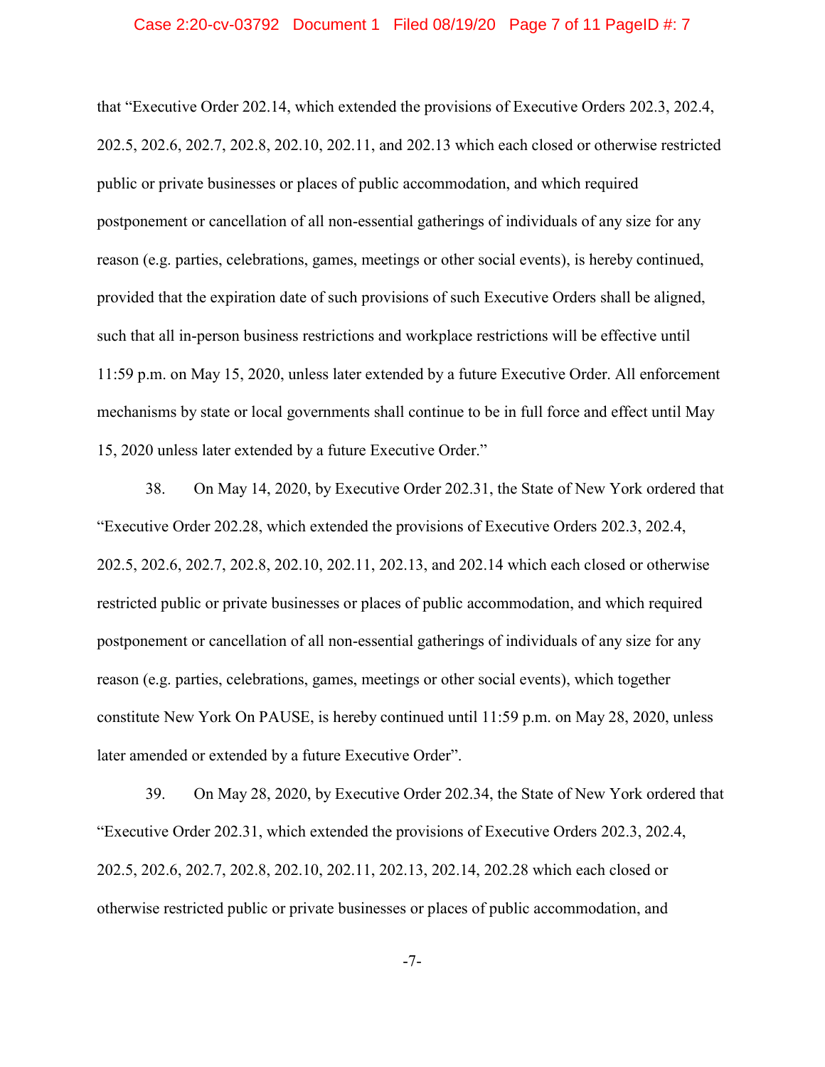that "Executive Order 202.14, which extended the provisions of Executive Orders 202.3, 202.4, 202.5, 202.6, 202.7, 202.8, 202.10, 202.11, and 202.13 which each closed or otherwise restricted public or private businesses or places of public accommodation, and which required postponement or cancellation of all non-essential gatherings of individuals of any size for any reason (e.g. parties, celebrations, games, meetings or other social events), is hereby continued, provided that the expiration date of such provisions of such Executive Orders shall be aligned, such that all in-person business restrictions and workplace restrictions will be effective until 11:59 p.m. on May 15, 2020, unless later extended by a future Executive Order. All enforcement mechanisms by state or local governments shall continue to be in full force and effect until May 15, 2020 unless later extended by a future Executive Order."

38. On May 14, 2020, by Executive Order 202.31, the State of New York ordered that "Executive Order 202.28, which extended the provisions of Executive Orders 202.3, 202.4, 202.5, 202.6, 202.7, 202.8, 202.10, 202.11, 202.13, and 202.14 which each closed or otherwise restricted public or private businesses or places of public accommodation, and which required postponement or cancellation of all non-essential gatherings of individuals of any size for any reason (e.g. parties, celebrations, games, meetings or other social events), which together constitute New York On PAUSE, is hereby continued until 11:59 p.m. on May 28, 2020, unless later amended or extended by a future Executive Order".

39. On May 28, 2020, by Executive Order 202.34, the State of New York ordered that "Executive Order 202.31, which extended the provisions of Executive Orders 202.3, 202.4, 202.5, 202.6, 202.7, 202.8, 202.10, 202.11, 202.13, 202.14, 202.28 which each closed or otherwise restricted public or private businesses or places of public accommodation, and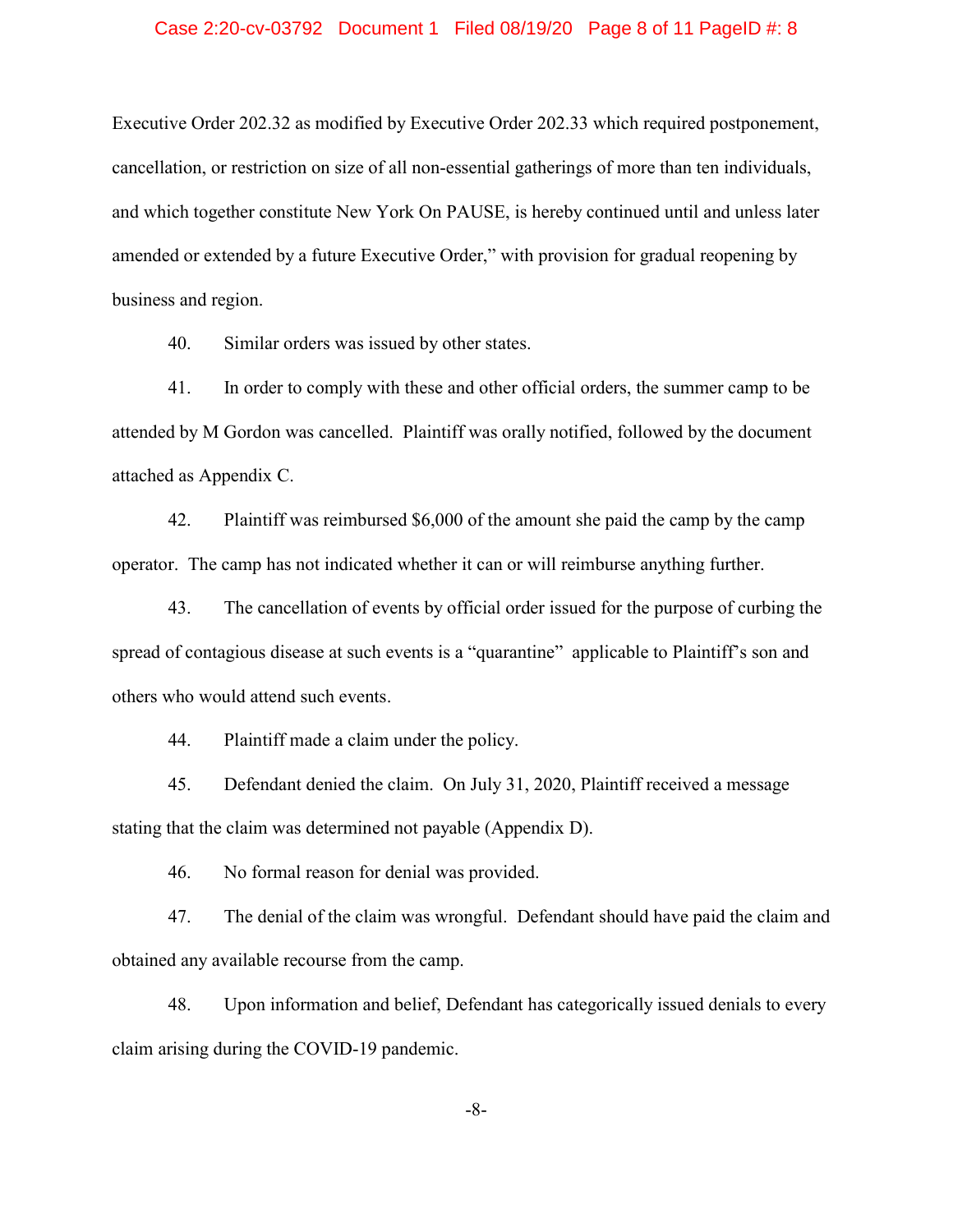Executive Order 202.32 as modified by Executive Order 202.33 which required postponement, cancellation, or restriction on size of all non-essential gatherings of more than ten individuals, and which together constitute New York On PAUSE, is hereby continued until and unless later amended or extended by a future Executive Order," with provision for gradual reopening by business and region.

40. Similar orders was issued by other states.

41. In order to comply with these and other official orders, the summer camp to be attended by M Gordon was cancelled. Plaintiff was orally notified, followed by the document attached as Appendix C.

42. Plaintiff was reimbursed $6,000 of the amount she paid the camp by the camp operator. The camp has not indicated whether it can or will reimburse anything further.

43. The cancellation of events by official order issued for the purpose of curbing the spread of contagious disease at such events is a "quarantine" applicable to Plaintiff's son and others who would attend such events.

44. Plaintiff made a claim under the policy.

45. Defendant denied the claim. On July 31, 2020, Plaintiff received a message stating that the claim was determined not payable (Appendix D).

46. No formal reason for denial was provided.

47. The denial of the claim was wrongful. Defendant should have paid the claim and obtained any available recourse from the camp.

48. Upon information and belief, Defendant has categorically issued denials to every claim arising during the COVID-19 pandemic.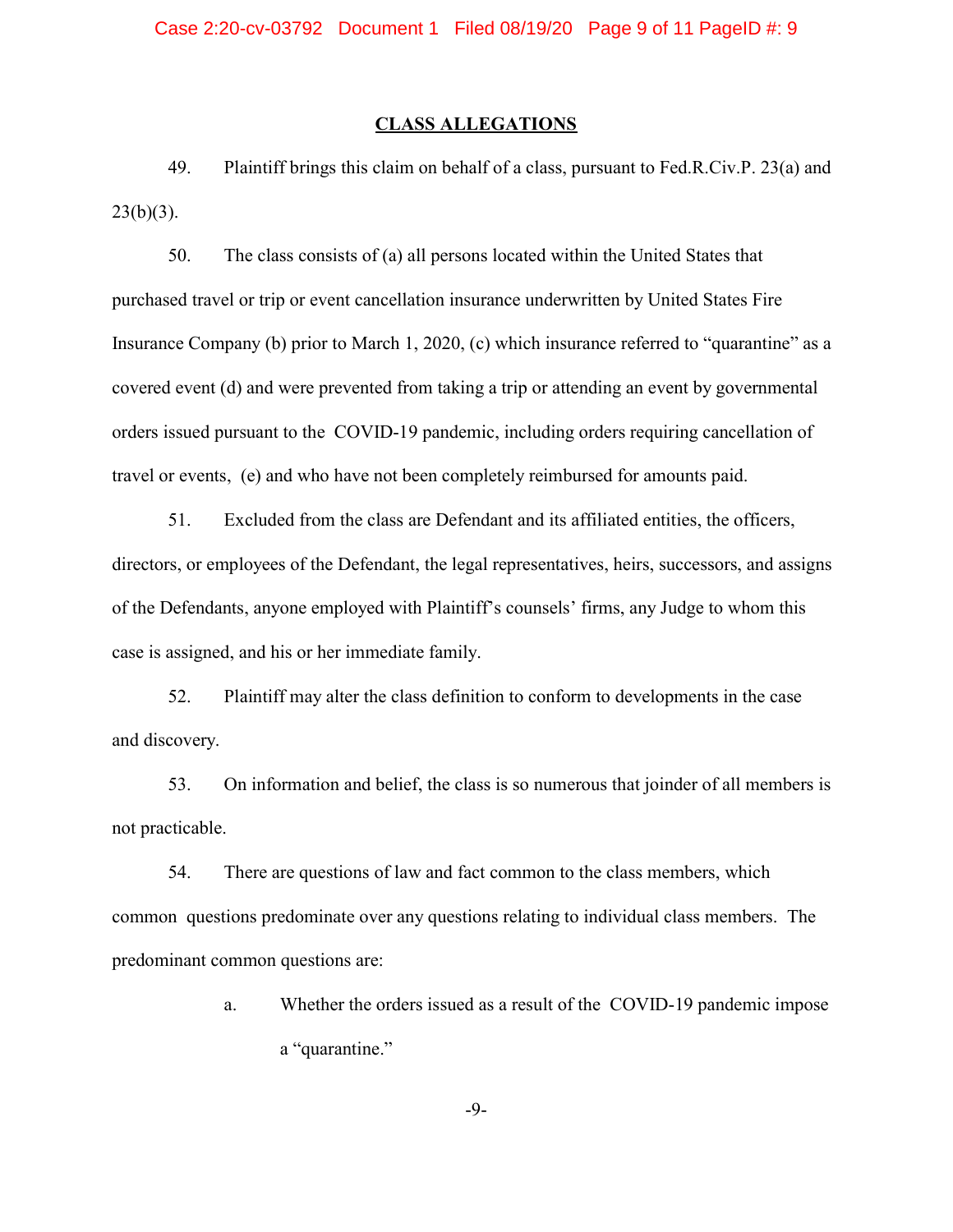## CLASS ALLEGATIONS

49. Plaintiff brings this claim on behalf of a class, pursuant to Fed.R.Civ.P. 23(a) and 23(b)(3).

50. The class consists of (a) all persons located within the United States that purchased travel or trip or event cancellation insurance underwritten by United States Fire Insurance Company (b) prior to March 1, 2020, (c) which insurance referred to "quarantine" as a covered event (d) and were prevented from taking a trip or attending an event by governmental orders issued pursuant to the COVID-19 pandemic, including orders requiring cancellation of travel or events, (e) and who have not been completely reimbursed for amounts paid.

51. Excluded from the class are Defendant and its affiliated entities, the officers, directors, or employees of the Defendant, the legal representatives, heirs, successors, and assigns of the Defendants, anyone employed with Plaintiff's counsels' firms, any Judge to whom this case is assigned, and his or her immediate family.

52. Plaintiff may alter the class definition to conform to developments in the case and discovery.

53. On information and belief, the class is so numerous that joinder of all members is not practicable.

54. There are questions of law and fact common to the class members, which common questions predominate over any questions relating to individual class members. The predominant common questions are:

a. Whether the orders issued as a result of the COVID-19 pandemic impose a "quarantine."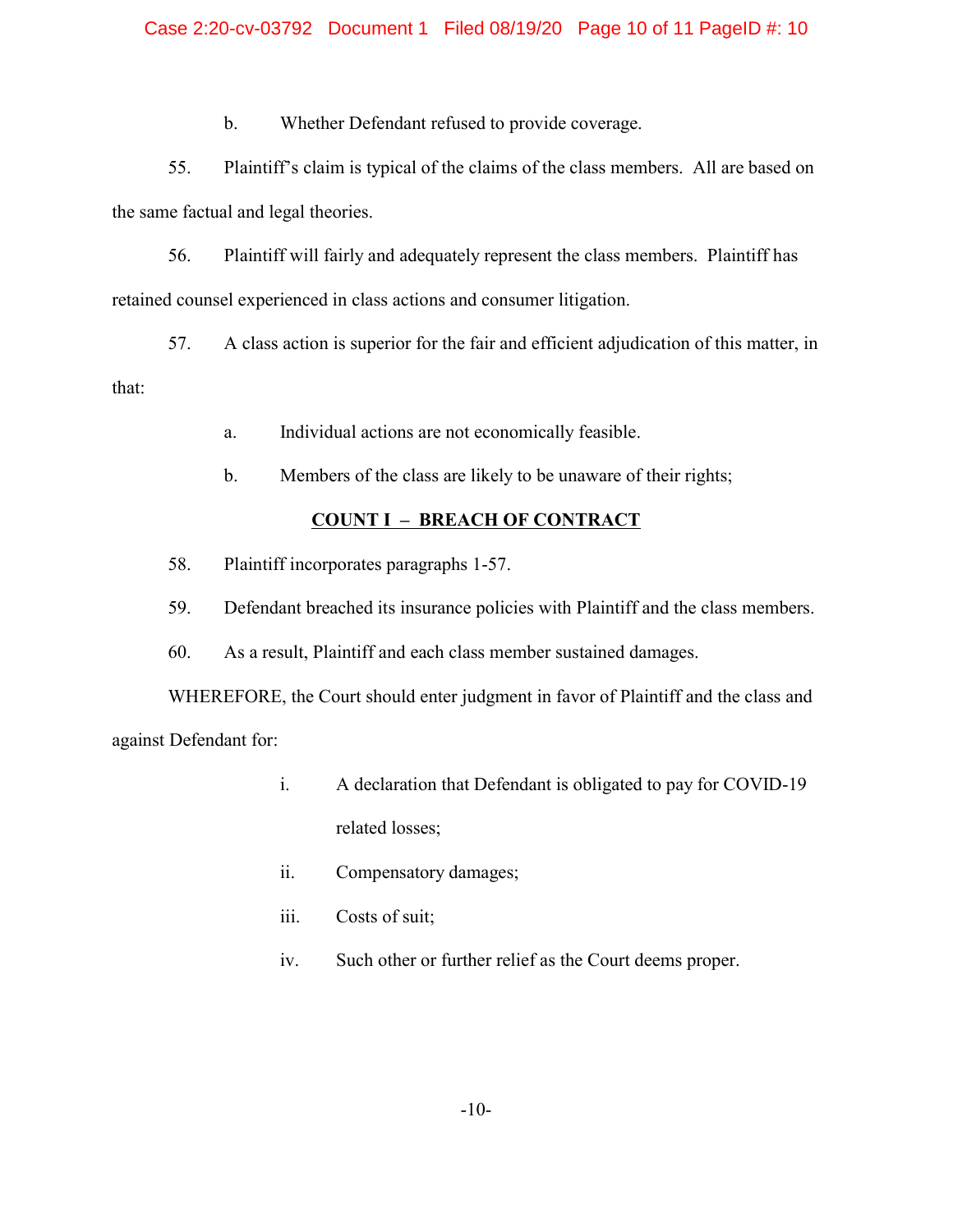b. Whether Defendant refused to provide coverage.

55. Plaintiff's claim is typical of the claims of the class members. All are based on the same factual and legal theories.

56. Plaintiff will fairly and adequately represent the class members. Plaintiff has retained counsel experienced in class actions and consumer litigation.

57. A class action is superior for the fair and efficient adjudication of this matter, in that:

a. Individual actions are not economically feasible.

b. Members of the class are likely to be unaware of their rights;

## COUNT I – BREACH OF CONTRACT

58. Plaintiff incorporates paragraphs 1-57.

59. Defendant breached its insurance policies with Plaintiff and the class members.

60. As a result, Plaintiff and each class member sustained damages.

WHEREFORE, the Court should enter judgment in favor of Plaintiff and the class and against Defendant for:

i. A declaration that Defendant is obligated to pay for COVID-19 related losses;

ii. Compensatory damages;

iii. Costs of suit;

iv. Such other or further relief as the Court deems proper.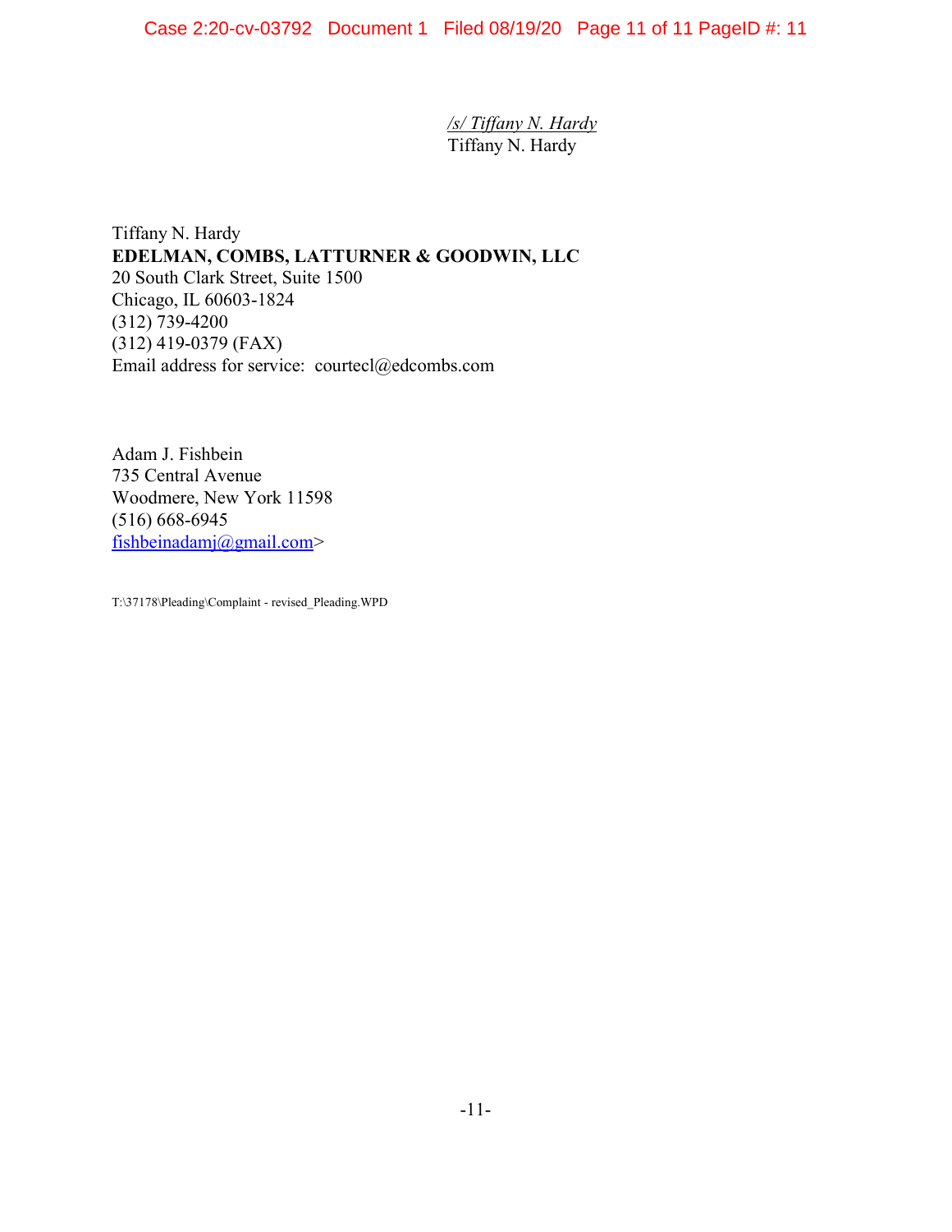*/s/ Tiffany N. Hardy*
Tiffany N. Hardy

Tiffany N. Hardy
**EDELMAN, COMBS, LATTURNER & GOODWIN, LLC**
20 South Clark Street, Suite 1500
Chicago, IL 60603-1824
(312) 739-4200
(312) 419-0379 (FAX)
Email address for service: courtecl@edcombs.com

Adam J. Fishbein
735 Central Avenue
Woodmere, New York 11598
(516) 668-6945
fishbeinadamj@gmail.com>

T:\37178\Pleading\Complaint - revised_Pleading.WPD